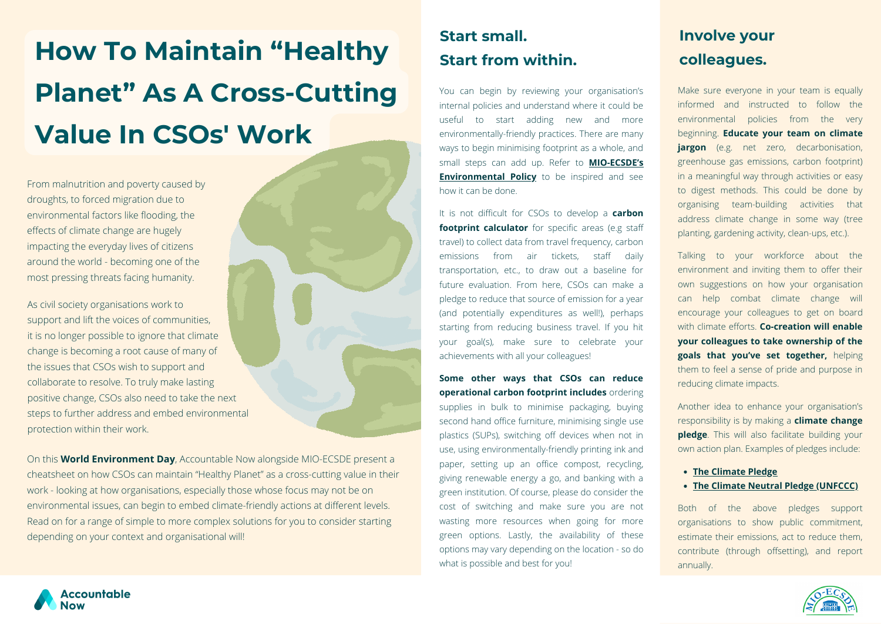# How To Maintain "Healthy Planet" As A Cross-Cutting Value In CSOs' Work

From malnutrition and poverty caused by droughts, to forced migration due to environmental factors like flooding, the effects of climate change are hugely impacting the everyday lives of citizens around the world - becoming one of the most pressing threats facing humanity.

As civil society organisations work to support and lift the voices of communities, it is no longer possible to ignore that climate change is becoming a root cause of many of the issues that CSOs wish to support and collaborate to resolve. To truly make lasting positive change, CSOs also need to take the next steps to further address and embed environmental protection within their work.

On this **World Environment Day**, Accountable Now alongside MIO-ECSDE present a cheatsheet on how CSOs can maintain "Healthy Planet" as a cross-cutting value in their work - looking at how organisations, especially those whose focus may not be on environmental issues, can begin to embed climate-friendly actions at different levels. Read on for a range of simple to more complex solutions for you to consider starting depending on your context and organisational will!

## Start small. Start from within.

You can begin by reviewing your organisation's internal policies and understand where it could be useful to start adding new and more environmentally-friendly practices. There are many ways to begin minimising footprint as a whole, and small steps can add up. Refer to **MIO-ECSDE's Environmental Policy** to be inspired and see how it can be done.

It is not difficult for CSOs to develop a **carbon footprint calculator** for specific areas (e.g staff travel) to collect data from travel frequency, carbon emissions from air tickets, staff daily transportation, etc., to draw out a baseline for future evaluation. From here, CSOs can make a pledge to reduce that source of emission for a year (and potentially expenditures as well!), perhaps starting from reducing business travel. If you hit your goal(s), make sure to celebrate your achievements with all your colleagues!

**Some other ways that CSOs can reduce operational carbon footprint includes** ordering supplies in bulk to minimise packaging, buying second hand office furniture, minimising single use plastics (SUPs), switching off devices when not in use, using environmentally-friendly printing ink and paper, setting up an office compost, recycling, giving renewable energy a go, and banking with a green institution. Of course, please do consider the cost of switching and make sure you are not wasting more resources when going for more green options. Lastly, the availability of these options may vary depending on the location - so do what is possible and best for you!

## Involve your colleagues.

Make sure everyone in your team is equally informed and instructed to follow the environmental policies from the very beginning. **Educate your team on climate jargon** (e.g. net zero, decarbonisation, greenhouse gas emissions, carbon footprint) in a meaningful way through activities or easy to digest methods. This could be done by organising team-building activities that address climate change in some way (tree planting, gardening activity, clean-ups, etc.).

Talking to your workforce about the environment and inviting them to offer their own suggestions on how your organisation can help combat climate change will encourage your colleagues to get on board with climate efforts. **Co-creation will enable your colleagues to take ownership of the goals that you've set together,** helping them to feel a sense of pride and purpose in reducing climate impacts.

Another idea to enhance your organisation's responsibility is by making a **climate change pledge**. This will also facilitate building your own action plan. Examples of pledges include:

- **The Climate Pledge**
- **The Climate Neutral Pledge (UNFCCC)**

Both of the above pledges support organisations to show public commitment, estimate their emissions, act to reduce them, contribute (through offsetting), and report annually.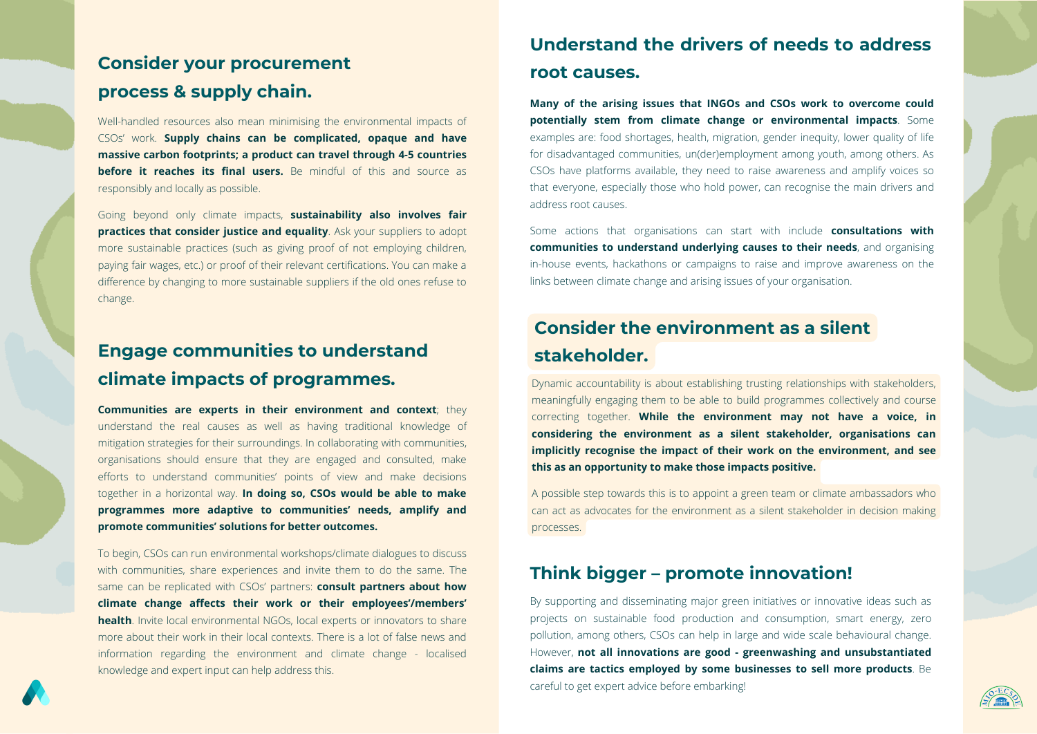## Consider your procurement process & supply chain.

Well-handled resources also mean minimising the environmental impacts of CSOs' work. **Supply chains can be complicated, opaque and have massive carbon footprints; a product can travel through 4-5 countries before it reaches its final users.** Be mindful of this and source as responsibly and locally as possible.

Going beyond only climate impacts, **sustainability also involves fair practices that consider justice and equality**. Ask your suppliers to adopt more sustainable practices (such as giving proof of not employing children, paying fair wages, etc.) or proof of their relevant certifications. You can make a difference by changing to more sustainable suppliers if the old ones refuse to change.

## Engage communities to understand climate impacts of programmes.

**Communities are experts in their environment and context**; they understand the real causes as well as having traditional knowledge of mitigation strategies for their surroundings. In collaborating with communities, organisations should ensure that they are engaged and consulted, make efforts to understand communities' points of view and make decisions together in a horizontal way. **In doing so, CSOs would be able to make programmes more adaptive to communities' needs, amplify and promote communities' solutions for better outcomes.**

To begin, CSOs can run environmental workshops/climate dialogues to discuss with communities, share experiences and invite them to do the same. The same can be replicated with CSOs' partners: **consult partners about how climate change affects their work or their employees'/members' health**. Invite local environmental NGOs, local experts or innovators to share more about their work in their local contexts. There is a lot of false news and information regarding the environment and climate change - localised knowledge and expert input can help address this.

## Understand the drivers of needs to address root causes.

**Many of the arising issues that INGOs and CSOs work to overcome could potentially stem from climate change or environmental impacts**. Some examples are: food shortages, health, migration, gender inequity, lower quality of life for disadvantaged communities, un(der)employment among youth, among others. As CSOs have platforms available, they need to raise awareness and amplify voices so that everyone, especially those who hold power, can recognise the main drivers and address root causes.

Some actions that organisations can start with include **consultations with communities to understand underlying causes to their needs**, and organising in-house events, hackathons or campaigns to raise and improve awareness on the links between climate change and arising issues of your organisation.

## Consider the environment as a silent stakeholder.

Dynamic accountability is about establishing trusting relationships with stakeholders, meaningfully engaging them to be able to build programmes collectively and course correcting together. **While the environment may not have a voice, in considering the environment as a silent stakeholder, organisations can implicitly recognise the impact of their work on the environment, and see this as an opportunity to make those impacts positive.**

A possible step towards this is to appoint a green team or climate ambassadors who can act as advocates for the environment as a silent stakeholder in decision making processes.

## Think bigger – promote innovation!

By supporting and disseminating major green initiatives or innovative ideas such as projects on sustainable food production and consumption, smart energy, zero pollution, among others, CSOs can help in large and wide scale behavioural change. However, **not all innovations are good - greenwashing and unsubstantiated claims are tactics employed by some businesses to sell more products**. Be careful to get expert advice before embarking!